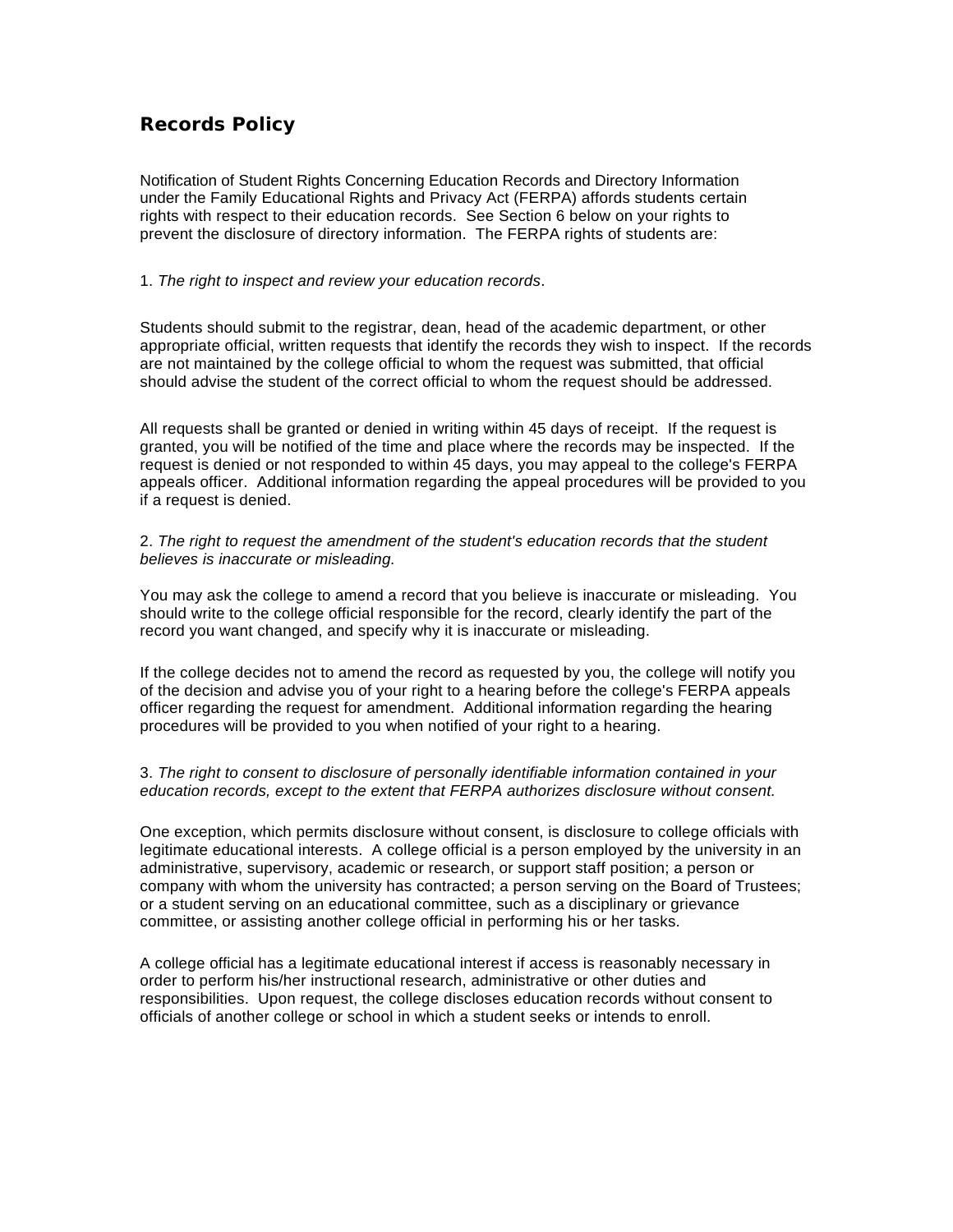# Records Policy

Notification of Student Rights Concerning Education Records and Directory Information under the Family Educational Rights and Privacy Act (FERPA) affords students certain rights with respect to their education records. See Section 6 below on your rights to prevent the disclosure of directory information. The FERPA rights of students are:

1. *The right to inspect and review your education records*.

Students should submit to the registrar, dean, head of the academic department, or other appropriate official, written requests that identify the records they wish to inspect. If the records are not maintained by the college official to whom the request was submitted, that official should advise the student of the correct official to whom the request should be addressed.

All requests shall be granted or denied in writing within 45 days of receipt. If the request is granted, you will be notified of the time and place where the records may be inspected. If the request is denied or not responded to within 45 days, you may appeal to the college's FERPA appeals officer. Additional information regarding the appeal procedures will be provided to you if a request is denied.

2. *The right to request the amendment of the student's education records that the student believes is inaccurate or misleading.*

You may ask the college to amend a record that you believe is inaccurate or misleading. You should write to the college official responsible for the record, clearly identify the part of the record you want changed, and specify why it is inaccurate or misleading.

If the college decides not to amend the record as requested by you, the college will notify you of the decision and advise you of your right to a hearing before the college's FERPA appeals officer regarding the request for amendment. Additional information regarding the hearing procedures will be provided to you when notified of your right to a hearing.

3. *The right to consent to disclosure of personally identifiable information contained in your education records, except to the extent that FERPA authorizes disclosure without consent.*

One exception, which permits disclosure without consent, is disclosure to college officials with legitimate educational interests. A college official is a person employed by the university in an administrative, supervisory, academic or research, or support staff position; a person or company with whom the university has contracted; a person serving on the Board of Trustees; or a student serving on an educational committee, such as a disciplinary or grievance committee, or assisting another college official in performing his or her tasks.

A college official has a legitimate educational interest if access is reasonably necessary in order to perform his/her instructional research, administrative or other duties and responsibilities. Upon request, the college discloses education records without consent to officials of another college or school in which a student seeks or intends to enroll.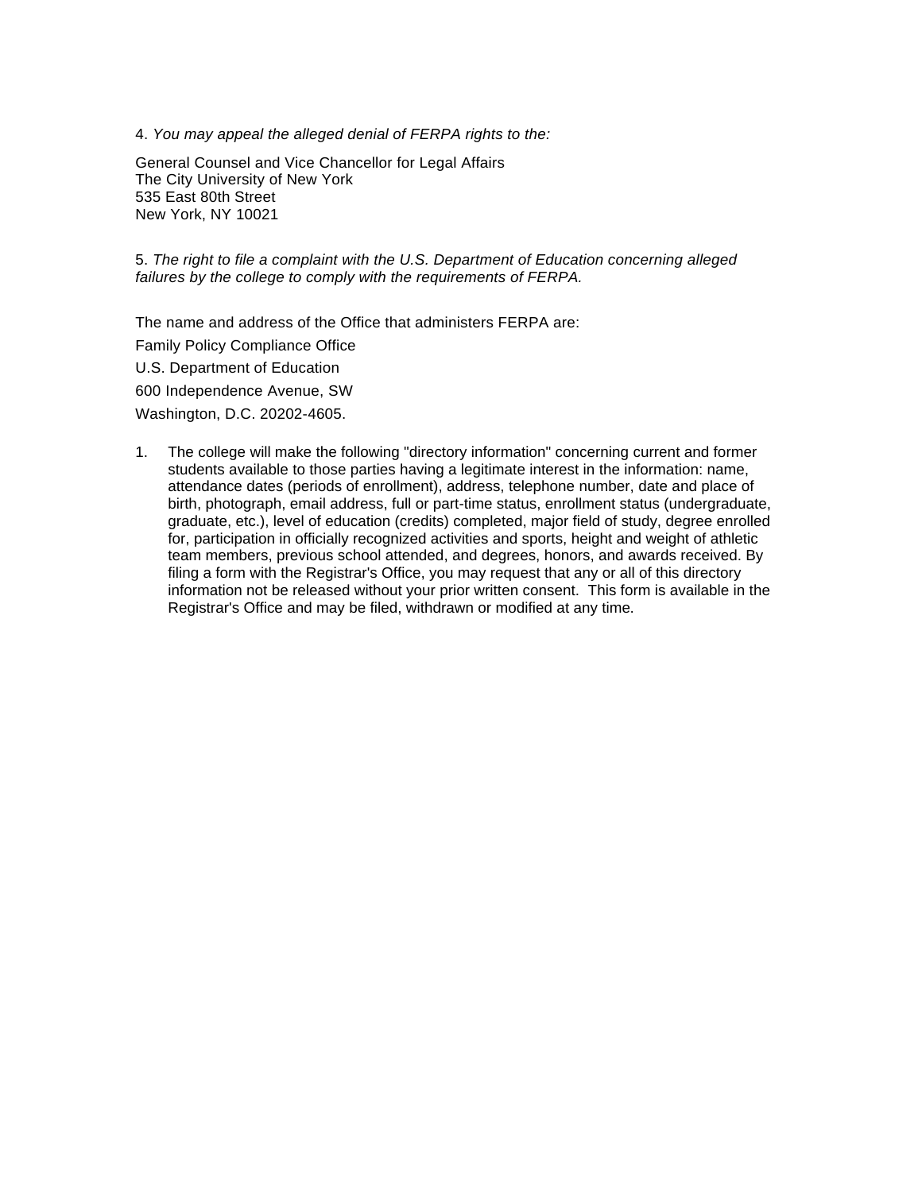4. *You may appeal the alleged denial of FERPA rights to the:*

General Counsel and Vice Chancellor for Legal Affairs
The City University of New York
535 East 80th Street
New York, NY 10021

5. *The right to file a complaint with the U.S. Department of Education concerning alleged failures by the college to comply with the requirements of FERPA.*

The name and address of the Office that administers FERPA are:

Family Policy Compliance Office

U.S. Department of Education

600 Independence Avenue, SW

Washington, D.C. 20202-4605.

1. The college will make the following "directory information" concerning current and former students available to those parties having a legitimate interest in the information: name, attendance dates (periods of enrollment), address, telephone number, date and place of birth, photograph, email address, full or part-time status, enrollment status (undergraduate, graduate, etc.), level of education (credits) completed, major field of study, degree enrolled for, participation in officially recognized activities and sports, height and weight of athletic team members, previous school attended, and degrees, honors, and awards received. By filing a form with the Registrar's Office, you may request that any or all of this directory information not be released without your prior written consent. This form is available in the Registrar's Office and may be filed, withdrawn or modified at any time.